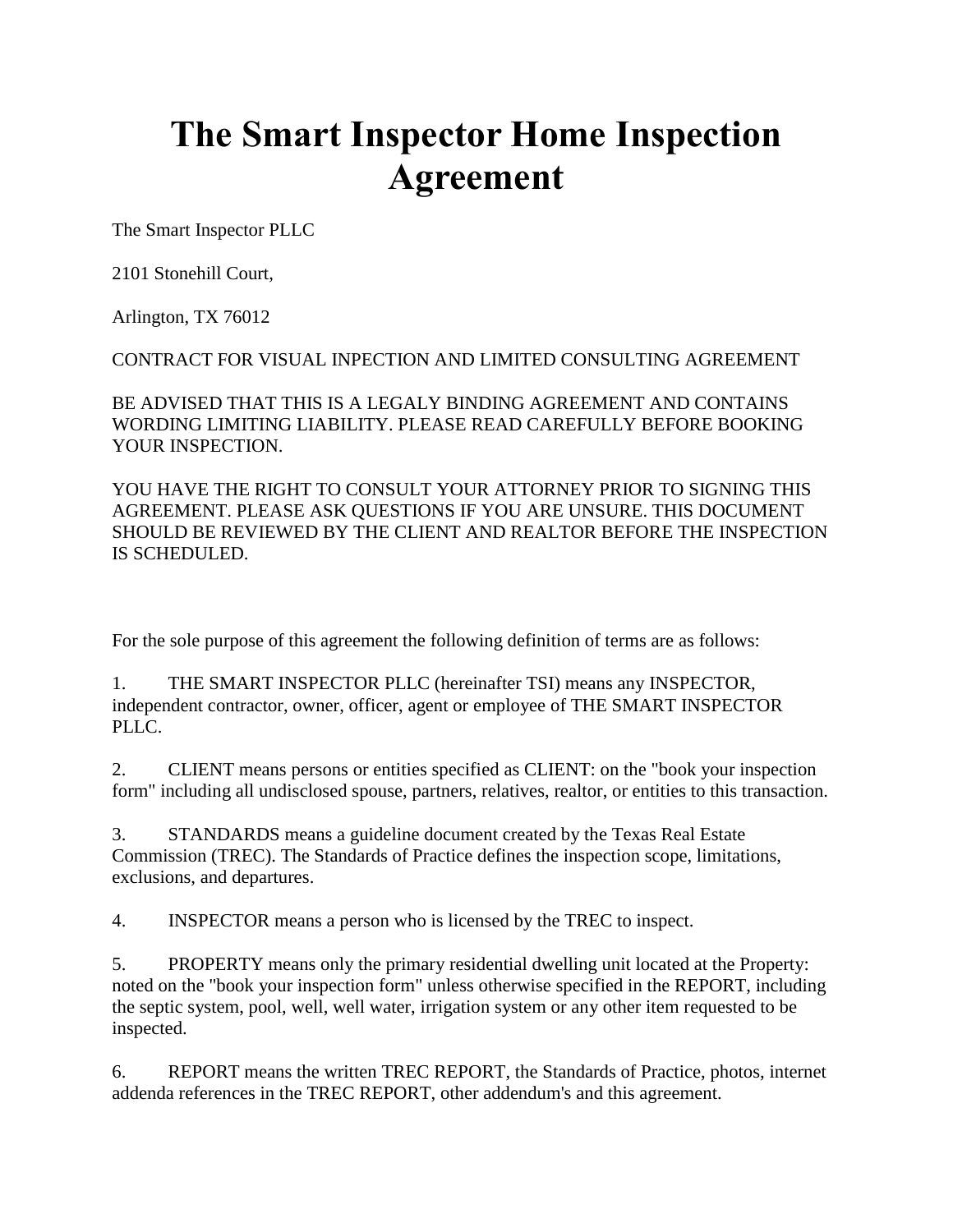# The Smart Inspector Home Inspection Agreement

The Smart Inspector PLLC

2101 Stonehill Court,

Arlington, TX 76012

CONTRACT FOR VISUAL INPECTION AND LIMITED CONSULTING AGREEMENT

BE ADVISED THAT THIS IS A LEGALY BINDING AGREEMENT AND CONTAINS WORDING LIMITING LIABILITY. PLEASE READ CAREFULLY BEFORE BOOKING YOUR INSPECTION.

YOU HAVE THE RIGHT TO CONSULT YOUR ATTORNEY PRIOR TO SIGNING THIS AGREEMENT. PLEASE ASK QUESTIONS IF YOU ARE UNSURE. THIS DOCUMENT SHOULD BE REVIEWED BY THE CLIENT AND REALTOR BEFORE THE INSPECTION IS SCHEDULED.

For the sole purpose of this agreement the following definition of terms are as follows:

1. THE SMART INSPECTOR PLLC (hereinafter TSI) means any INSPECTOR, independent contractor, owner, officer, agent or employee of THE SMART INSPECTOR PLLC.

2. CLIENT means persons or entities specified as CLIENT: on the "book your inspection form" including all undisclosed spouse, partners, relatives, realtor, or entities to this transaction.

3. STANDARDS means a guideline document created by the Texas Real Estate Commission (TREC). The Standards of Practice defines the inspection scope, limitations, exclusions, and departures.

4. INSPECTOR means a person who is licensed by the TREC to inspect.

5. PROPERTY means only the primary residential dwelling unit located at the Property: noted on the "book your inspection form" unless otherwise specified in the REPORT, including the septic system, pool, well, well water, irrigation system or any other item requested to be inspected.

6. REPORT means the written TREC REPORT, the Standards of Practice, photos, internet addenda references in the TREC REPORT, other addendum's and this agreement.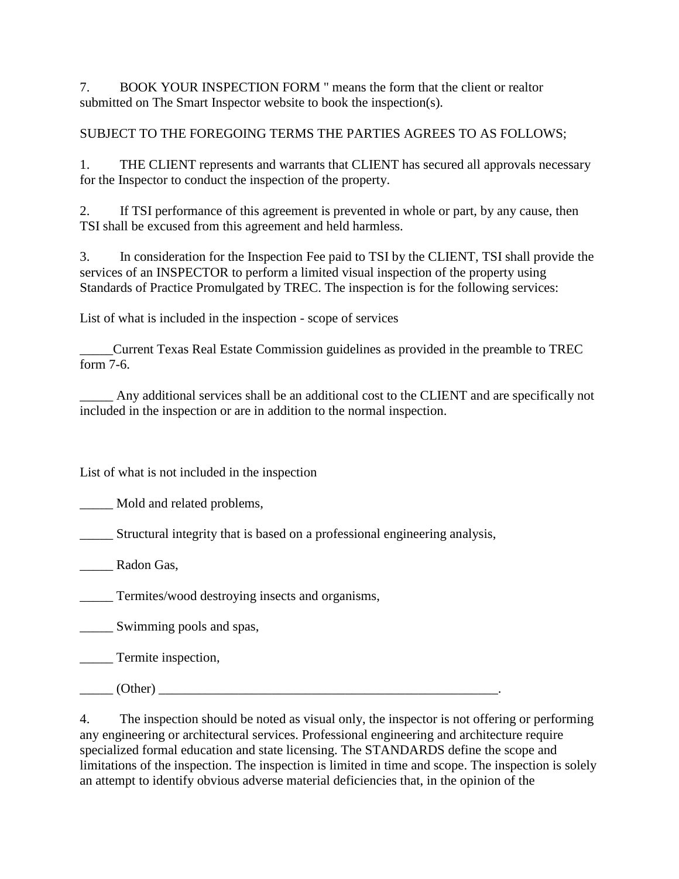7. BOOK YOUR INSPECTION FORM " means the form that the client or realtor submitted on The Smart Inspector website to book the inspection(s).

SUBJECT TO THE FOREGOING TERMS THE PARTIES AGREES TO AS FOLLOWS;

1. THE CLIENT represents and warrants that CLIENT has secured all approvals necessary for the Inspector to conduct the inspection of the property.

2. If TSI performance of this agreement is prevented in whole or part, by any cause, then TSI shall be excused from this agreement and held harmless.

3. In consideration for the Inspection Fee paid to TSI by the CLIENT, TSI shall provide the services of an INSPECTOR to perform a limited visual inspection of the property using Standards of Practice Promulgated by TREC. The inspection is for the following services:

List of what is included in the inspection - scope of services

_____Current Texas Real Estate Commission guidelines as provided in the preamble to TREC form 7-6.

_____ Any additional services shall be an additional cost to the CLIENT and are specifically not included in the inspection or are in addition to the normal inspection.

List of what is not included in the inspection

_____ Mold and related problems,

_____ Structural integrity that is based on a professional engineering analysis,

_____ Radon Gas,

_____ Termites/wood destroying insects and organisms,

_____ Swimming pools and spas,

_____ Termite inspection,

_____ (Other) _____________________________________________________.

4. The inspection should be noted as visual only, the inspector is not offering or performing any engineering or architectural services. Professional engineering and architecture require specialized formal education and state licensing. The STANDARDS define the scope and limitations of the inspection. The inspection is limited in time and scope. The inspection is solely an attempt to identify obvious adverse material deficiencies that, in the opinion of the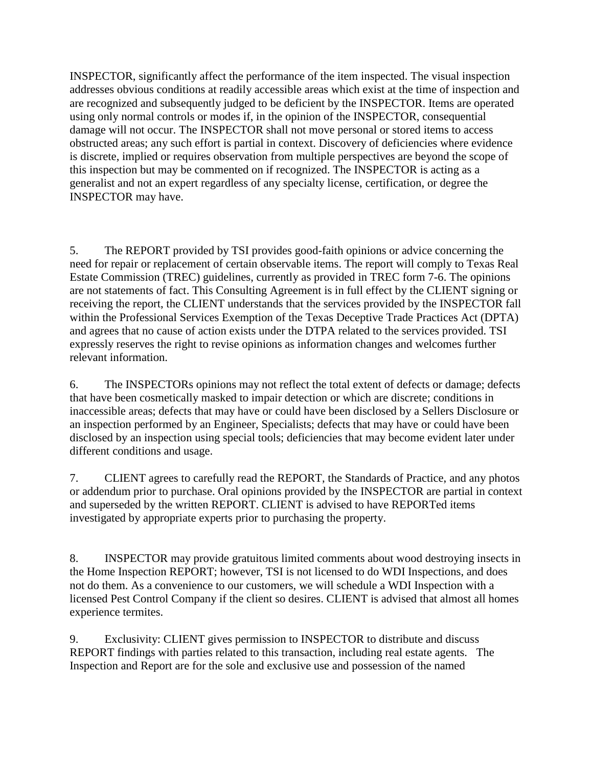INSPECTOR, significantly affect the performance of the item inspected. The visual inspection addresses obvious conditions at readily accessible areas which exist at the time of inspection and are recognized and subsequently judged to be deficient by the INSPECTOR. Items are operated using only normal controls or modes if, in the opinion of the INSPECTOR, consequential damage will not occur. The INSPECTOR shall not move personal or stored items to access obstructed areas; any such effort is partial in context. Discovery of deficiencies where evidence is discrete, implied or requires observation from multiple perspectives are beyond the scope of this inspection but may be commented on if recognized. The INSPECTOR is acting as a generalist and not an expert regardless of any specialty license, certification, or degree the INSPECTOR may have.

5. The REPORT provided by TSI provides good-faith opinions or advice concerning the need for repair or replacement of certain observable items. The report will comply to Texas Real Estate Commission (TREC) guidelines, currently as provided in TREC form 7-6. The opinions are not statements of fact. This Consulting Agreement is in full effect by the CLIENT signing or receiving the report, the CLIENT understands that the services provided by the INSPECTOR fall within the Professional Services Exemption of the Texas Deceptive Trade Practices Act (DPTA) and agrees that no cause of action exists under the DTPA related to the services provided. TSI expressly reserves the right to revise opinions as information changes and welcomes further relevant information.

6. The INSPECTORs opinions may not reflect the total extent of defects or damage; defects that have been cosmetically masked to impair detection or which are discrete; conditions in inaccessible areas; defects that may have or could have been disclosed by a Sellers Disclosure or an inspection performed by an Engineer, Specialists; defects that may have or could have been disclosed by an inspection using special tools; deficiencies that may become evident later under different conditions and usage.

7. CLIENT agrees to carefully read the REPORT, the Standards of Practice, and any photos or addendum prior to purchase. Oral opinions provided by the INSPECTOR are partial in context and superseded by the written REPORT. CLIENT is advised to have REPORTed items investigated by appropriate experts prior to purchasing the property.

8. INSPECTOR may provide gratuitous limited comments about wood destroying insects in the Home Inspection REPORT; however, TSI is not licensed to do WDI Inspections, and does not do them. As a convenience to our customers, we will schedule a WDI Inspection with a licensed Pest Control Company if the client so desires. CLIENT is advised that almost all homes experience termites.

9. Exclusivity: CLIENT gives permission to INSPECTOR to distribute and discuss REPORT findings with parties related to this transaction, including real estate agents. The Inspection and Report are for the sole and exclusive use and possession of the named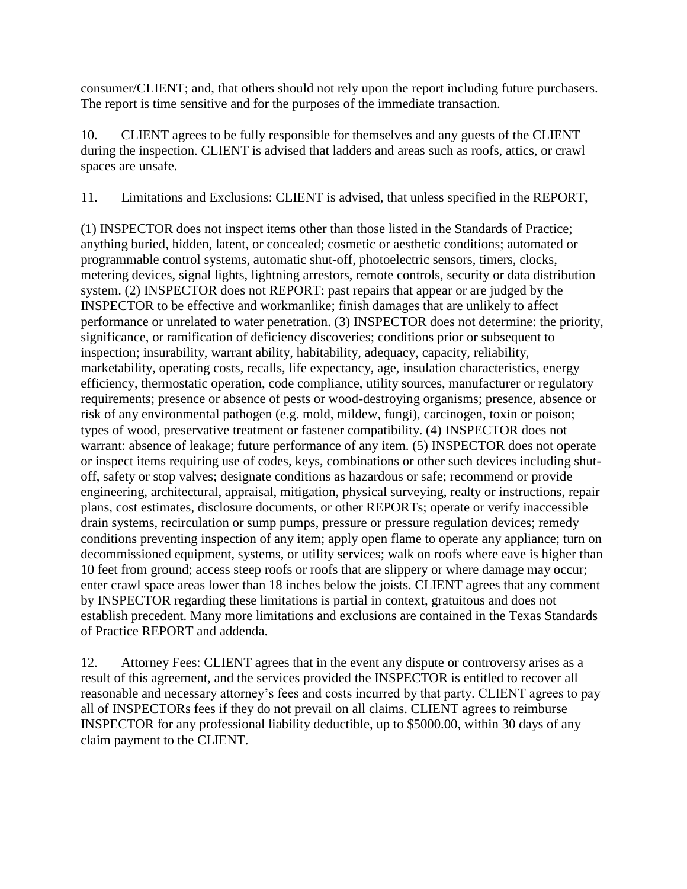consumer/CLIENT; and, that others should not rely upon the report including future purchasers. The report is time sensitive and for the purposes of the immediate transaction.

10. CLIENT agrees to be fully responsible for themselves and any guests of the CLIENT during the inspection. CLIENT is advised that ladders and areas such as roofs, attics, or crawl spaces are unsafe.

11. Limitations and Exclusions: CLIENT is advised, that unless specified in the REPORT,

(1) INSPECTOR does not inspect items other than those listed in the Standards of Practice; anything buried, hidden, latent, or concealed; cosmetic or aesthetic conditions; automated or programmable control systems, automatic shut-off, photoelectric sensors, timers, clocks, metering devices, signal lights, lightning arrestors, remote controls, security or data distribution system. (2) INSPECTOR does not REPORT: past repairs that appear or are judged by the INSPECTOR to be effective and workmanlike; finish damages that are unlikely to affect performance or unrelated to water penetration. (3) INSPECTOR does not determine: the priority, significance, or ramification of deficiency discoveries; conditions prior or subsequent to inspection; insurability, warrant ability, habitability, adequacy, capacity, reliability, marketability, operating costs, recalls, life expectancy, age, insulation characteristics, energy efficiency, thermostatic operation, code compliance, utility sources, manufacturer or regulatory requirements; presence or absence of pests or wood-destroying organisms; presence, absence or risk of any environmental pathogen (e.g. mold, mildew, fungi), carcinogen, toxin or poison; types of wood, preservative treatment or fastener compatibility. (4) INSPECTOR does not warrant: absence of leakage; future performance of any item. (5) INSPECTOR does not operate or inspect items requiring use of codes, keys, combinations or other such devices including shut-off, safety or stop valves; designate conditions as hazardous or safe; recommend or provide engineering, architectural, appraisal, mitigation, physical surveying, realty or instructions, repair plans, cost estimates, disclosure documents, or other REPORTs; operate or verify inaccessible drain systems, recirculation or sump pumps, pressure or pressure regulation devices; remedy conditions preventing inspection of any item; apply open flame to operate any appliance; turn on decommissioned equipment, systems, or utility services; walk on roofs where eave is higher than 10 feet from ground; access steep roofs or roofs that are slippery or where damage may occur; enter crawl space areas lower than 18 inches below the joists. CLIENT agrees that any comment by INSPECTOR regarding these limitations is partial in context, gratuitous and does not establish precedent. Many more limitations and exclusions are contained in the Texas Standards of Practice REPORT and addenda.

12. Attorney Fees: CLIENT agrees that in the event any dispute or controversy arises as a result of this agreement, and the services provided the INSPECTOR is entitled to recover all reasonable and necessary attorney's fees and costs incurred by that party. CLIENT agrees to pay all of INSPECTORs fees if they do not prevail on all claims. CLIENT agrees to reimburse INSPECTOR for any professional liability deductible, up to $5000.00, within 30 days of any claim payment to the CLIENT.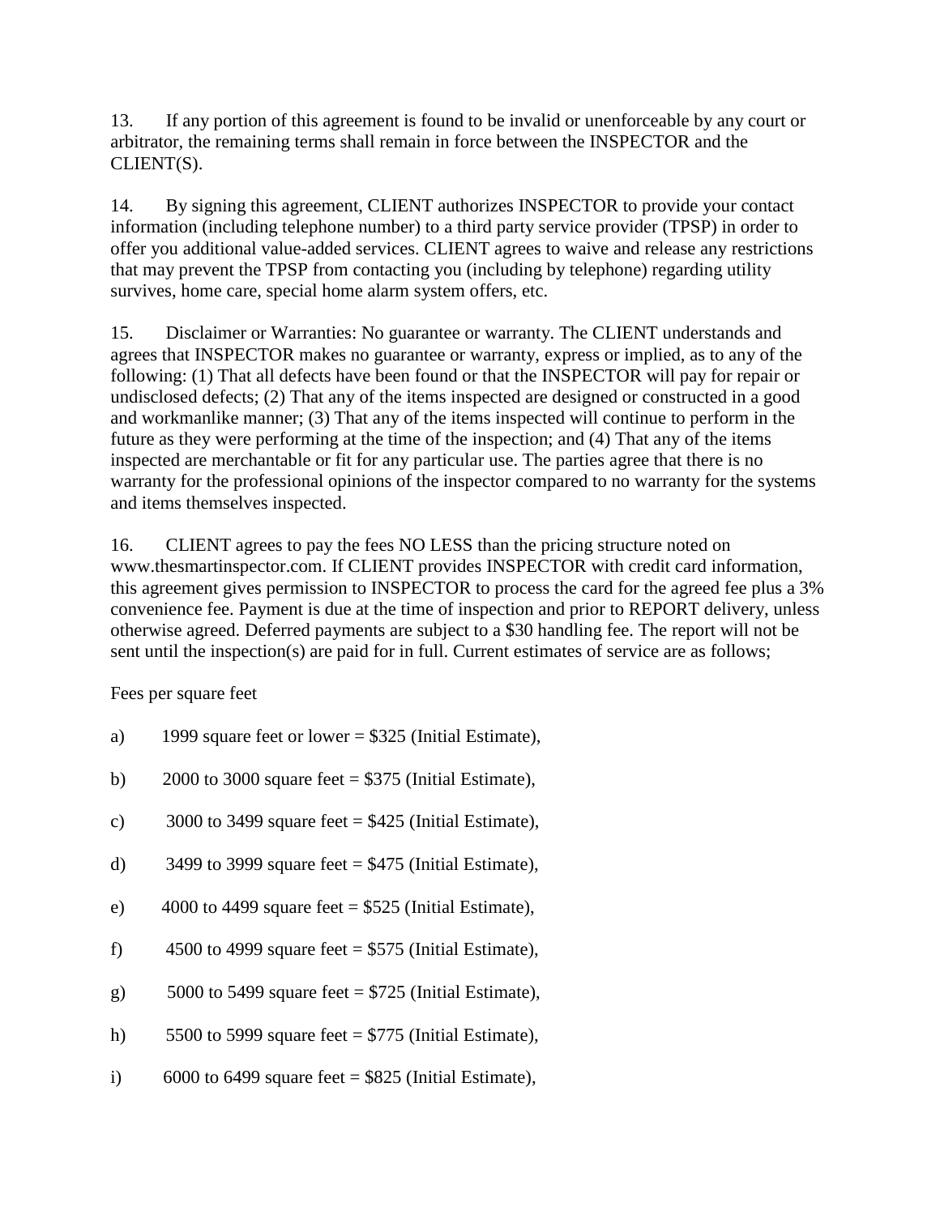13. If any portion of this agreement is found to be invalid or unenforceable by any court or arbitrator, the remaining terms shall remain in force between the INSPECTOR and the CLIENT(S).

14. By signing this agreement, CLIENT authorizes INSPECTOR to provide your contact information (including telephone number) to a third party service provider (TPSP) in order to offer you additional value-added services. CLIENT agrees to waive and release any restrictions that may prevent the TPSP from contacting you (including by telephone) regarding utility survives, home care, special home alarm system offers, etc.

15. Disclaimer or Warranties: No guarantee or warranty. The CLIENT understands and agrees that INSPECTOR makes no guarantee or warranty, express or implied, as to any of the following: (1) That all defects have been found or that the INSPECTOR will pay for repair or undisclosed defects; (2) That any of the items inspected are designed or constructed in a good and workmanlike manner; (3) That any of the items inspected will continue to perform in the future as they were performing at the time of the inspection; and (4) That any of the items inspected are merchantable or fit for any particular use. The parties agree that there is no warranty for the professional opinions of the inspector compared to no warranty for the systems and items themselves inspected.

16. CLIENT agrees to pay the fees NO LESS than the pricing structure noted on www.thesmartinspector.com. If CLIENT provides INSPECTOR with credit card information, this agreement gives permission to INSPECTOR to process the card for the agreed fee plus a 3% convenience fee. Payment is due at the time of inspection and prior to REPORT delivery, unless otherwise agreed. Deferred payments are subject to a $30 handling fee. The report will not be sent until the inspection(s) are paid for in full. Current estimates of service are as follows;

Fees per square feet

a) 1999 square feet or lower = $325 (Initial Estimate),

b) 2000 to 3000 square feet = $375 (Initial Estimate),

c) 3000 to 3499 square feet = $425 (Initial Estimate),

d) 3499 to 3999 square feet = $475 (Initial Estimate),

e) 4000 to 4499 square feet = $525 (Initial Estimate),

f) 4500 to 4999 square feet = $575 (Initial Estimate),

g) 5000 to 5499 square feet = $725 (Initial Estimate),

h) 5500 to 5999 square feet = $775 (Initial Estimate),

i) 6000 to 6499 square feet = $825 (Initial Estimate),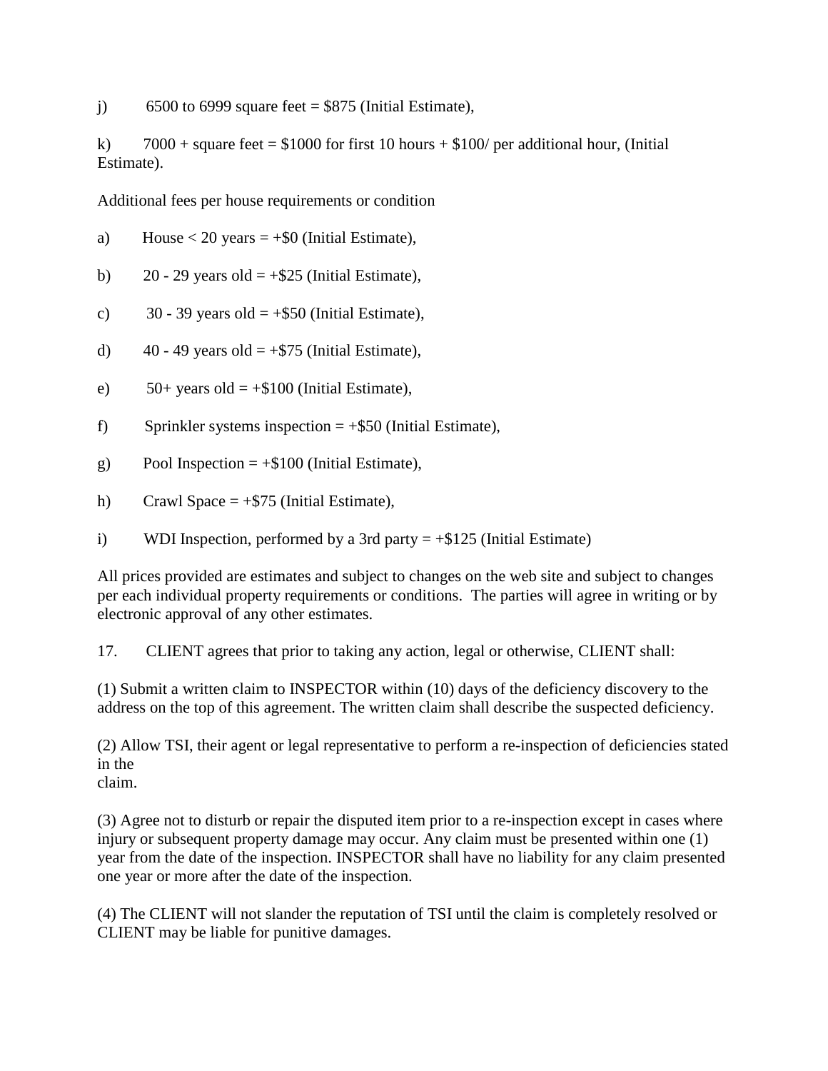j) 6500 to 6999 square feet = $875 (Initial Estimate),

k) 7000 + square feet = $1000 for first 10 hours + $100/ per additional hour, (Initial Estimate).

Additional fees per house requirements or condition

a) House < 20 years = +$0 (Initial Estimate),

b) 20 - 29 years old = +$25 (Initial Estimate),

c) 30 - 39 years old = +$50 (Initial Estimate),

d) 40 - 49 years old = +$75 (Initial Estimate),

e) 50+ years old = +$100 (Initial Estimate),

f) Sprinkler systems inspection = +$50 (Initial Estimate),

g) Pool Inspection = +$100 (Initial Estimate),

h) Crawl Space = +$75 (Initial Estimate),

i) WDI Inspection, performed by a 3rd party = +$125 (Initial Estimate)

All prices provided are estimates and subject to changes on the web site and subject to changes per each individual property requirements or conditions. The parties will agree in writing or by electronic approval of any other estimates.

17. CLIENT agrees that prior to taking any action, legal or otherwise, CLIENT shall:

(1) Submit a written claim to INSPECTOR within (10) days of the deficiency discovery to the address on the top of this agreement. The written claim shall describe the suspected deficiency.

(2) Allow TSI, their agent or legal representative to perform a re-inspection of deficiencies stated in the
claim.

(3) Agree not to disturb or repair the disputed item prior to a re-inspection except in cases where injury or subsequent property damage may occur. Any claim must be presented within one (1) year from the date of the inspection. INSPECTOR shall have no liability for any claim presented one year or more after the date of the inspection.

(4) The CLIENT will not slander the reputation of TSI until the claim is completely resolved or CLIENT may be liable for punitive damages.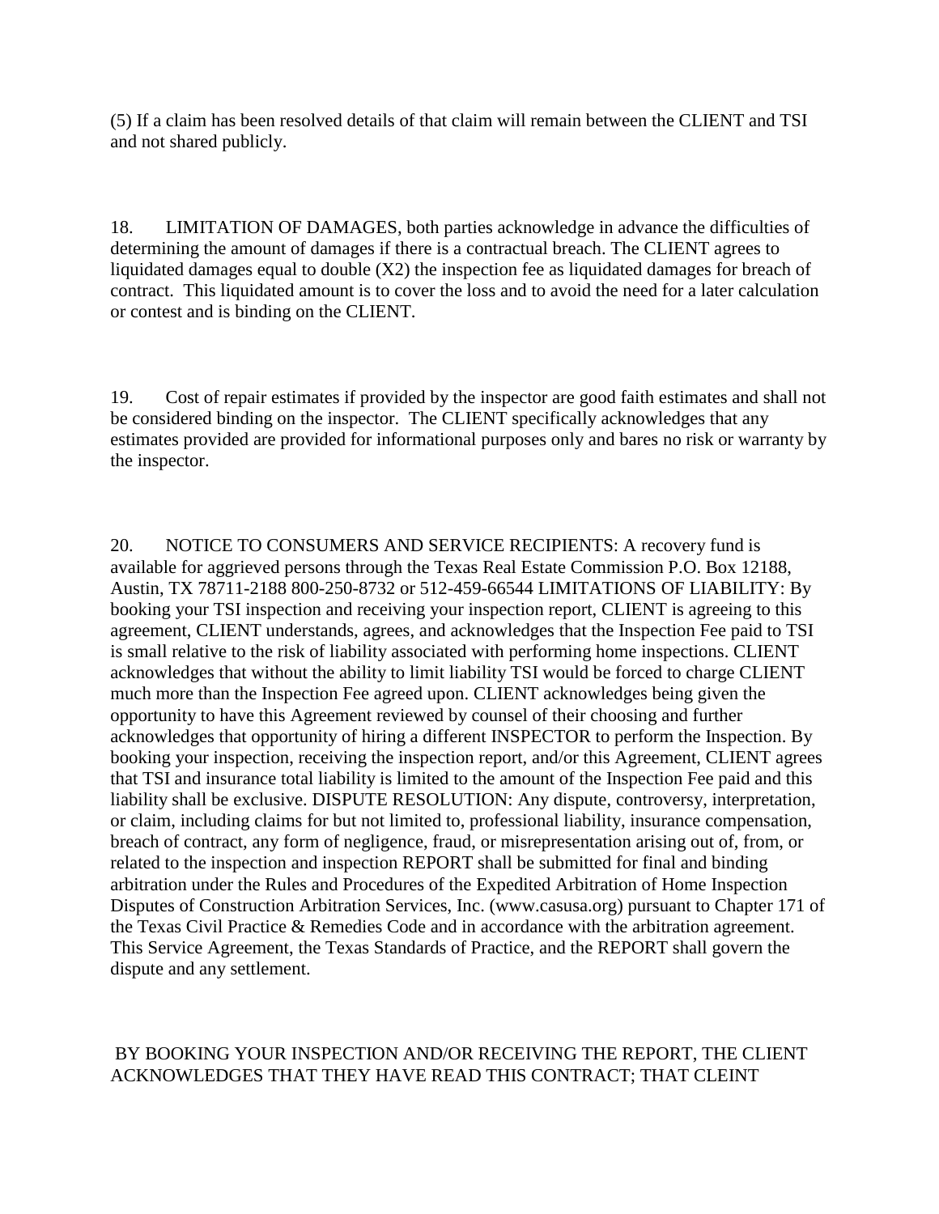(5) If a claim has been resolved details of that claim will remain between the CLIENT and TSI and not shared publicly.

18. LIMITATION OF DAMAGES, both parties acknowledge in advance the difficulties of determining the amount of damages if there is a contractual breach. The CLIENT agrees to liquidated damages equal to double (X2) the inspection fee as liquidated damages for breach of contract. This liquidated amount is to cover the loss and to avoid the need for a later calculation or contest and is binding on the CLIENT.

19. Cost of repair estimates if provided by the inspector are good faith estimates and shall not be considered binding on the inspector. The CLIENT specifically acknowledges that any estimates provided are provided for informational purposes only and bares no risk or warranty by the inspector.

20. NOTICE TO CONSUMERS AND SERVICE RECIPIENTS: A recovery fund is available for aggrieved persons through the Texas Real Estate Commission P.O. Box 12188, Austin, TX 78711-2188 800-250-8732 or 512-459-66544 LIMITATIONS OF LIABILITY: By booking your TSI inspection and receiving your inspection report, CLIENT is agreeing to this agreement, CLIENT understands, agrees, and acknowledges that the Inspection Fee paid to TSI is small relative to the risk of liability associated with performing home inspections. CLIENT acknowledges that without the ability to limit liability TSI would be forced to charge CLIENT much more than the Inspection Fee agreed upon. CLIENT acknowledges being given the opportunity to have this Agreement reviewed by counsel of their choosing and further acknowledges that opportunity of hiring a different INSPECTOR to perform the Inspection. By booking your inspection, receiving the inspection report, and/or this Agreement, CLIENT agrees that TSI and insurance total liability is limited to the amount of the Inspection Fee paid and this liability shall be exclusive. DISPUTE RESOLUTION: Any dispute, controversy, interpretation, or claim, including claims for but not limited to, professional liability, insurance compensation, breach of contract, any form of negligence, fraud, or misrepresentation arising out of, from, or related to the inspection and inspection REPORT shall be submitted for final and binding arbitration under the Rules and Procedures of the Expedited Arbitration of Home Inspection Disputes of Construction Arbitration Services, Inc. (www.casusa.org) pursuant to Chapter 171 of the Texas Civil Practice & Remedies Code and in accordance with the arbitration agreement. This Service Agreement, the Texas Standards of Practice, and the REPORT shall govern the dispute and any settlement.

BY BOOKING YOUR INSPECTION AND/OR RECEIVING THE REPORT, THE CLIENT ACKNOWLEDGES THAT THEY HAVE READ THIS CONTRACT; THAT CLEINT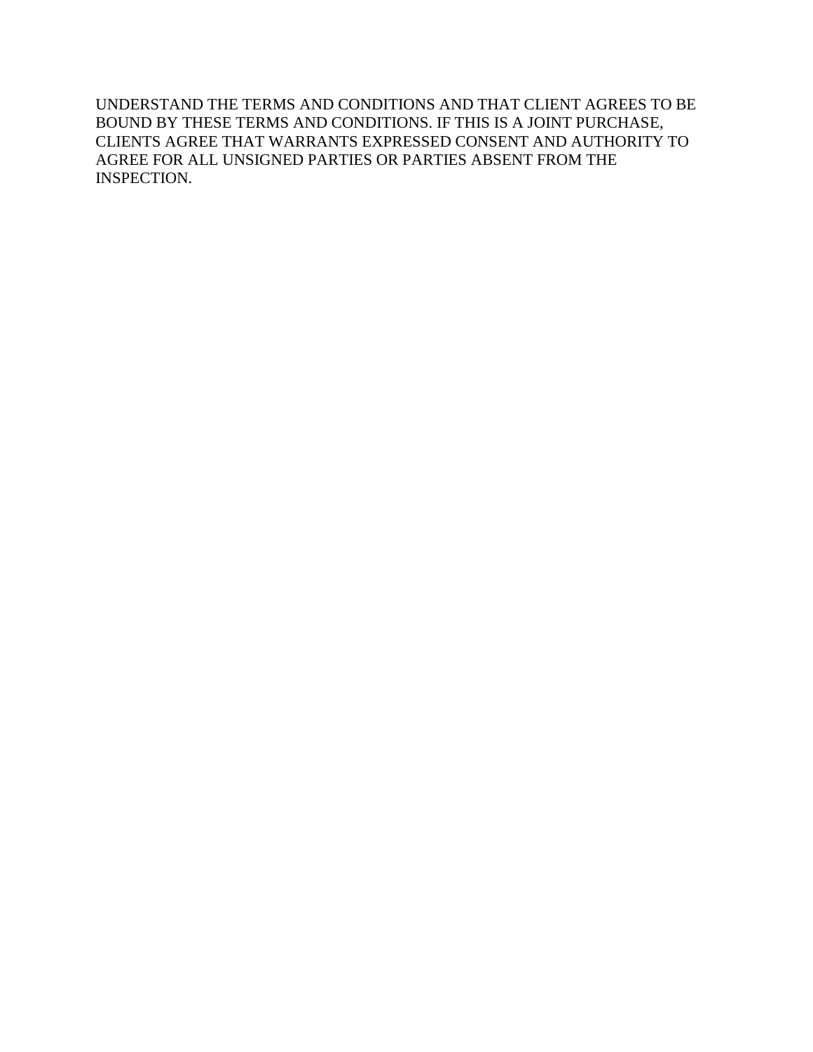UNDERSTAND THE TERMS AND CONDITIONS AND THAT CLIENT AGREES TO BE BOUND BY THESE TERMS AND CONDITIONS. IF THIS IS A JOINT PURCHASE, CLIENTS AGREE THAT WARRANTS EXPRESSED CONSENT AND AUTHORITY TO AGREE FOR ALL UNSIGNED PARTIES OR PARTIES ABSENT FROM THE INSPECTION.